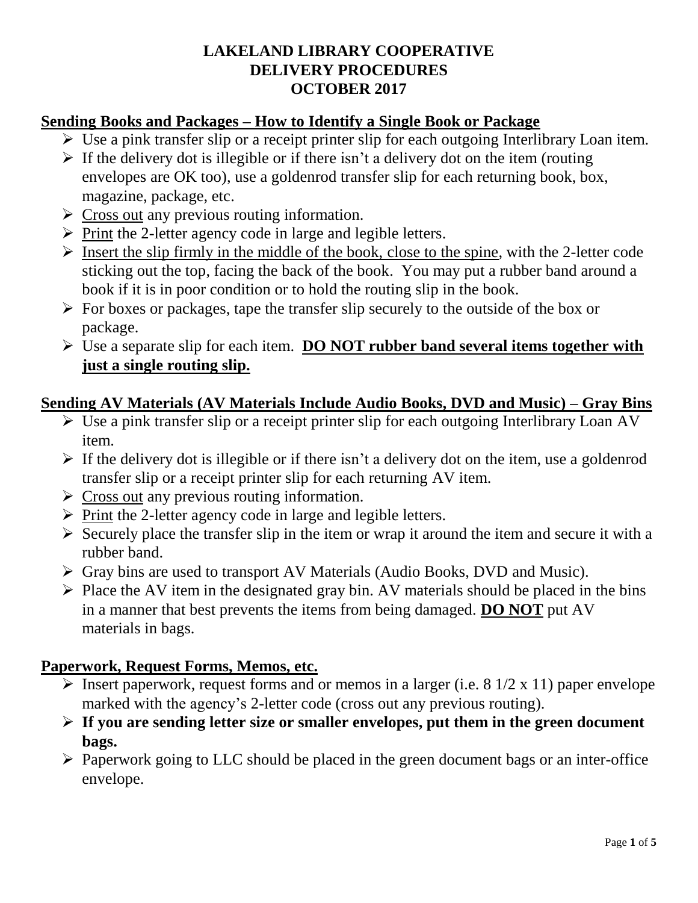# LAKELAND LIBRARY COOPERATIVE
# DELIVERY PROCEDURES
# OCTOBER 2017

## Sending Books and Packages – How to Identify a Single Book or Package

- Use a pink transfer slip or a receipt printer slip for each outgoing Interlibrary Loan item.
- If the delivery dot is illegible or if there isn't a delivery dot on the item (routing envelopes are OK too), use a goldenrod transfer slip for each returning book, box, magazine, package, etc.
- Cross out any previous routing information.
- Print the 2-letter agency code in large and legible letters.
- Insert the slip firmly in the middle of the book, close to the spine, with the 2-letter code sticking out the top, facing the back of the book. You may put a rubber band around a book if it is in poor condition or to hold the routing slip in the book.
- For boxes or packages, tape the transfer slip securely to the outside of the box or package.
- Use a separate slip for each item. **DO NOT rubber band several items together with just a single routing slip.**

## Sending AV Materials (AV Materials Include Audio Books, DVD and Music) – Gray Bins

- Use a pink transfer slip or a receipt printer slip for each outgoing Interlibrary Loan AV item.
- If the delivery dot is illegible or if there isn't a delivery dot on the item, use a goldenrod transfer slip or a receipt printer slip for each returning AV item.
- Cross out any previous routing information.
- Print the 2-letter agency code in large and legible letters.
- Securely place the transfer slip in the item or wrap it around the item and secure it with a rubber band.
- Gray bins are used to transport AV Materials (Audio Books, DVD and Music).
- Place the AV item in the designated gray bin. AV materials should be placed in the bins in a manner that best prevents the items from being damaged. **DO NOT** put AV materials in bags.

## Paperwork, Request Forms, Memos, etc.

- Insert paperwork, request forms and or memos in a larger (i.e. 8 1/2 x 11) paper envelope marked with the agency's 2-letter code (cross out any previous routing).
- **If you are sending letter size or smaller envelopes, put them in the green document bags.**
- Paperwork going to LLC should be placed in the green document bags or an inter-office envelope.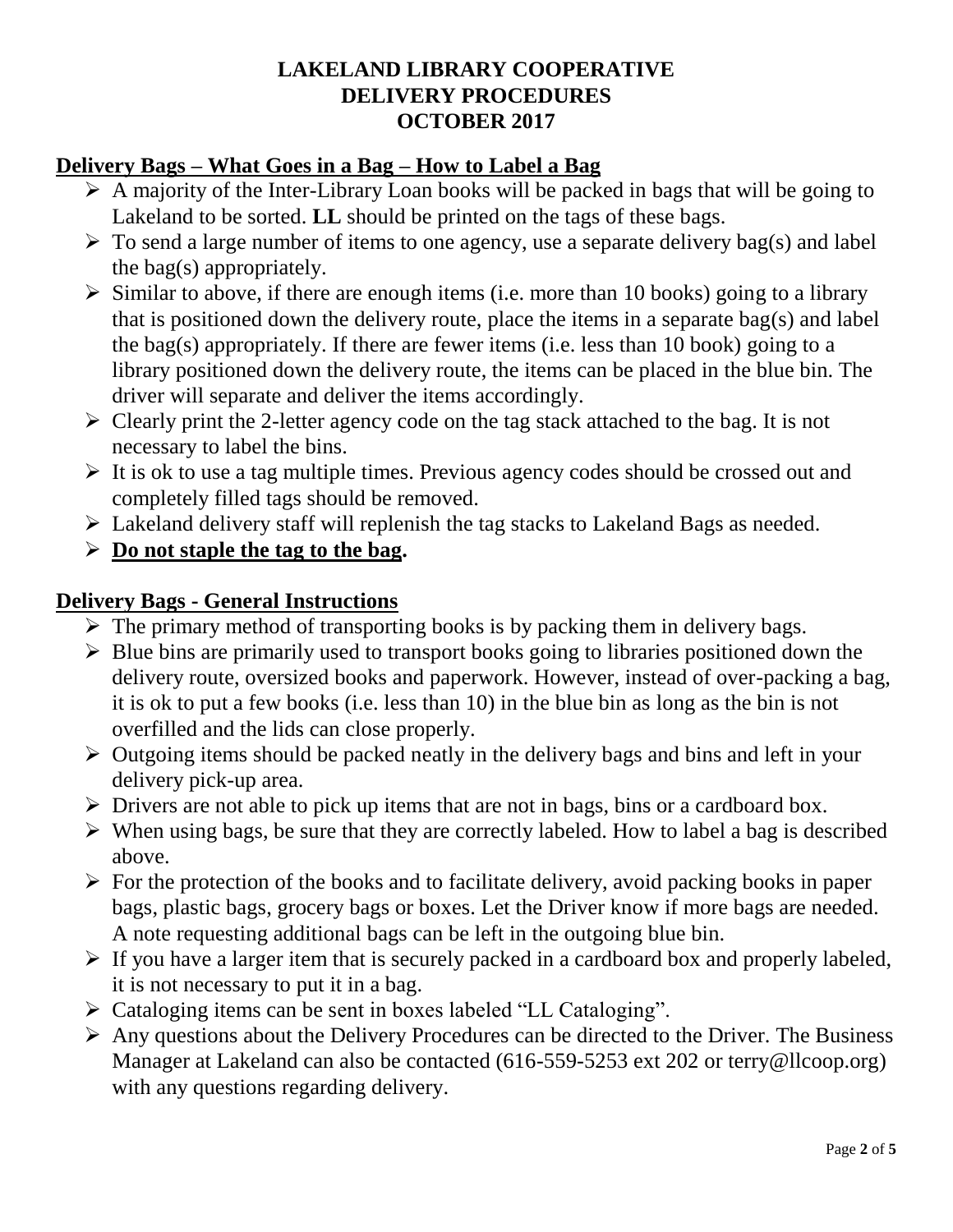**LAKELAND LIBRARY COOPERATIVE**
**DELIVERY PROCEDURES**
**OCTOBER 2017**

## Delivery Bags – What Goes in a Bag – How to Label a Bag

- A majority of the Inter-Library Loan books will be packed in bags that will be going to Lakeland to be sorted. **LL** should be printed on the tags of these bags.
- To send a large number of items to one agency, use a separate delivery bag(s) and label the bag(s) appropriately.
- Similar to above, if there are enough items (i.e. more than 10 books) going to a library that is positioned down the delivery route, place the items in a separate bag(s) and label the bag(s) appropriately. If there are fewer items (i.e. less than 10 book) going to a library positioned down the delivery route, the items can be placed in the blue bin. The driver will separate and deliver the items accordingly.
- Clearly print the 2-letter agency code on the tag stack attached to the bag. It is not necessary to label the bins.
- It is ok to use a tag multiple times. Previous agency codes should be crossed out and completely filled tags should be removed.
- Lakeland delivery staff will replenish the tag stacks to Lakeland Bags as needed.
- **<u>Do not staple the tag to the bag</u>.**

## Delivery Bags - General Instructions

- The primary method of transporting books is by packing them in delivery bags.
- Blue bins are primarily used to transport books going to libraries positioned down the delivery route, oversized books and paperwork. However, instead of over-packing a bag, it is ok to put a few books (i.e. less than 10) in the blue bin as long as the bin is not overfilled and the lids can close properly.
- Outgoing items should be packed neatly in the delivery bags and bins and left in your delivery pick-up area.
- Drivers are not able to pick up items that are not in bags, bins or a cardboard box.
- When using bags, be sure that they are correctly labeled. How to label a bag is described above.
- For the protection of the books and to facilitate delivery, avoid packing books in paper bags, plastic bags, grocery bags or boxes. Let the Driver know if more bags are needed. A note requesting additional bags can be left in the outgoing blue bin.
- If you have a larger item that is securely packed in a cardboard box and properly labeled, it is not necessary to put it in a bag.
- Cataloging items can be sent in boxes labeled "LL Cataloging".
- Any questions about the Delivery Procedures can be directed to the Driver. The Business Manager at Lakeland can also be contacted (616-559-5253 ext 202 or terry@llcoop.org) with any questions regarding delivery.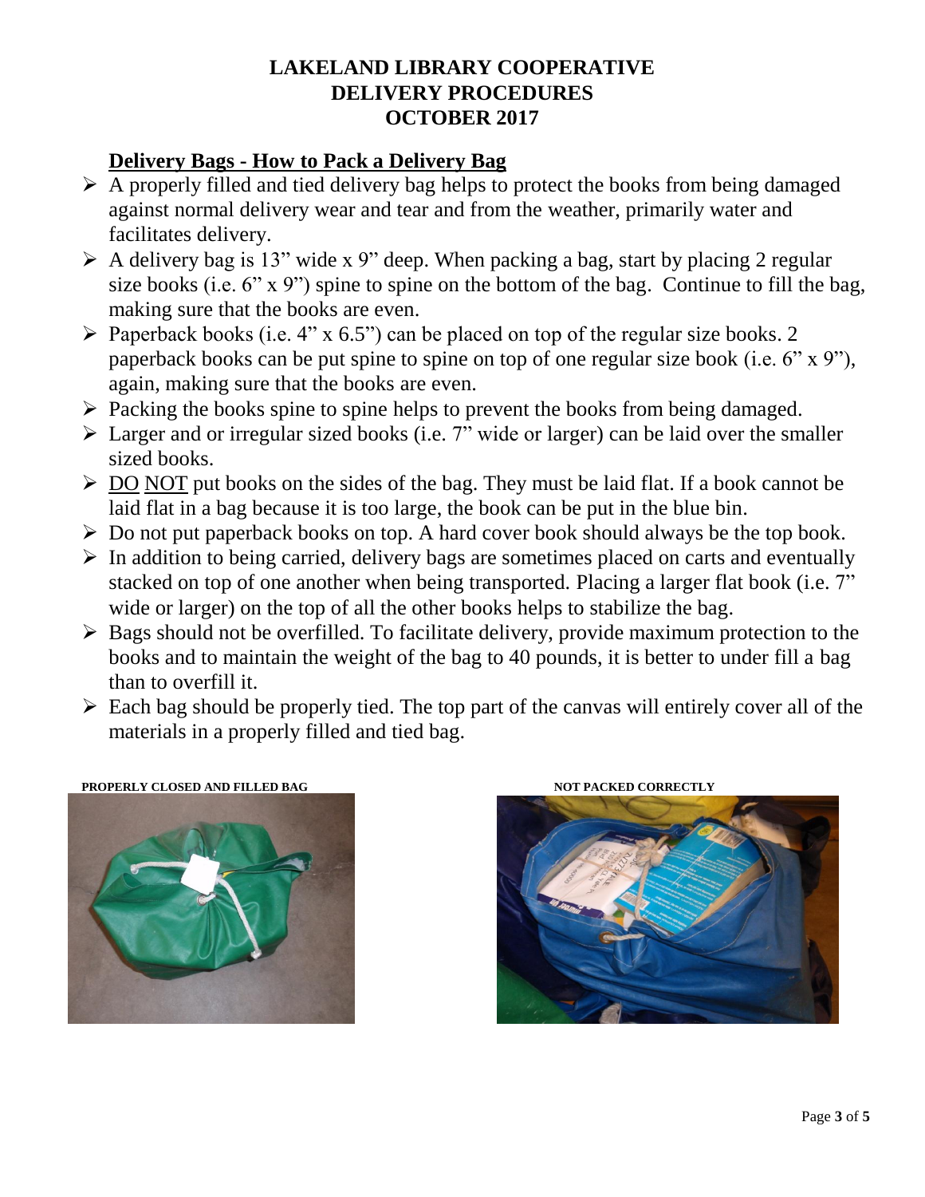# LAKELAND LIBRARY COOPERATIVE
# DELIVERY PROCEDURES
# OCTOBER 2017

## Delivery Bags - How to Pack a Delivery Bag

- A properly filled and tied delivery bag helps to protect the books from being damaged against normal delivery wear and tear and from the weather, primarily water and facilitates delivery.
- A delivery bag is 13" wide x 9" deep. When packing a bag, start by placing 2 regular size books (i.e. 6" x 9") spine to spine on the bottom of the bag. Continue to fill the bag, making sure that the books are even.
- Paperback books (i.e. 4" x 6.5") can be placed on top of the regular size books. 2 paperback books can be put spine to spine on top of one regular size book (i.e. 6" x 9"), again, making sure that the books are even.
- Packing the books spine to spine helps to prevent the books from being damaged.
- Larger and or irregular sized books (i.e. 7" wide or larger) can be laid over the smaller sized books.
- DO NOT put books on the sides of the bag. They must be laid flat. If a book cannot be laid flat in a bag because it is too large, the book can be put in the blue bin.
- Do not put paperback books on top. A hard cover book should always be the top book.
- In addition to being carried, delivery bags are sometimes placed on carts and eventually stacked on top of one another when being transported. Placing a larger flat book (i.e. 7" wide or larger) on the top of all the other books helps to stabilize the bag.
- Bags should not be overfilled. To facilitate delivery, provide maximum protection to the books and to maintain the weight of the bag to 40 pounds, it is better to under fill a bag than to overfill it.
- Each bag should be properly tied. The top part of the canvas will entirely cover all of the materials in a properly filled and tied bag.

**PROPERLY CLOSED AND FILLED BAG**

**NOT PACKED CORRECTLY**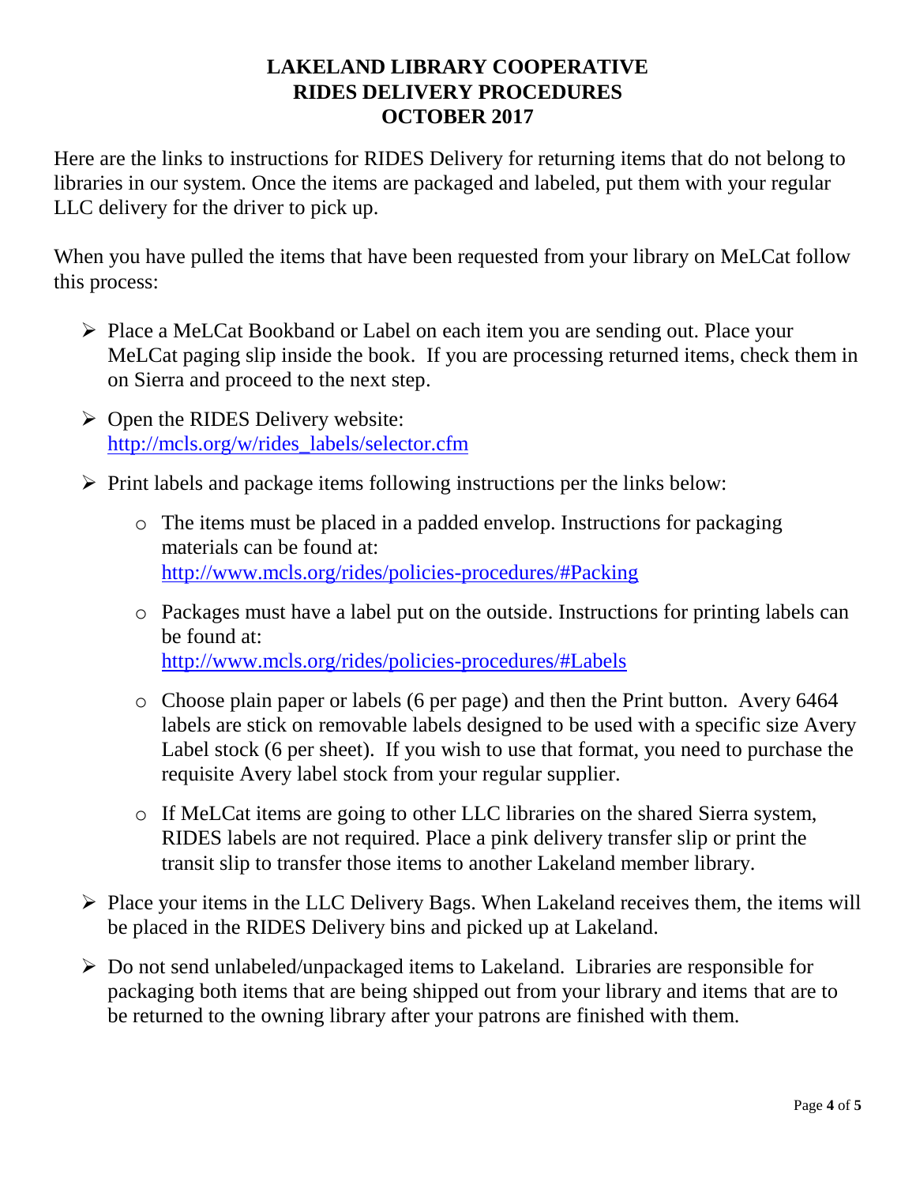# LAKELAND LIBRARY COOPERATIVE
# RIDES DELIVERY PROCEDURES
# OCTOBER 2017

Here are the links to instructions for RIDES Delivery for returning items that do not belong to libraries in our system. Once the items are packaged and labeled, put them with your regular LLC delivery for the driver to pick up.

When you have pulled the items that have been requested from your library on MeLCat follow this process:

- Place a MeLCat Bookband or Label on each item you are sending out. Place your MeLCat paging slip inside the book. If you are processing returned items, check them in on Sierra and proceed to the next step.
- Open the RIDES Delivery website: http://mcls.org/w/rides_labels/selector.cfm
- Print labels and package items following instructions per the links below:
  - The items must be placed in a padded envelop. Instructions for packaging materials can be found at: http://www.mcls.org/rides/policies-procedures/#Packing
  - Packages must have a label put on the outside. Instructions for printing labels can be found at: http://www.mcls.org/rides/policies-procedures/#Labels
  - Choose plain paper or labels (6 per page) and then the Print button. Avery 6464 labels are stick on removable labels designed to be used with a specific size Avery Label stock (6 per sheet). If you wish to use that format, you need to purchase the requisite Avery label stock from your regular supplier.
  - If MeLCat items are going to other LLC libraries on the shared Sierra system, RIDES labels are not required. Place a pink delivery transfer slip or print the transit slip to transfer those items to another Lakeland member library.
- Place your items in the LLC Delivery Bags. When Lakeland receives them, the items will be placed in the RIDES Delivery bins and picked up at Lakeland.
- Do not send unlabeled/unpackaged items to Lakeland. Libraries are responsible for packaging both items that are being shipped out from your library and items that are to be returned to the owning library after your patrons are finished with them.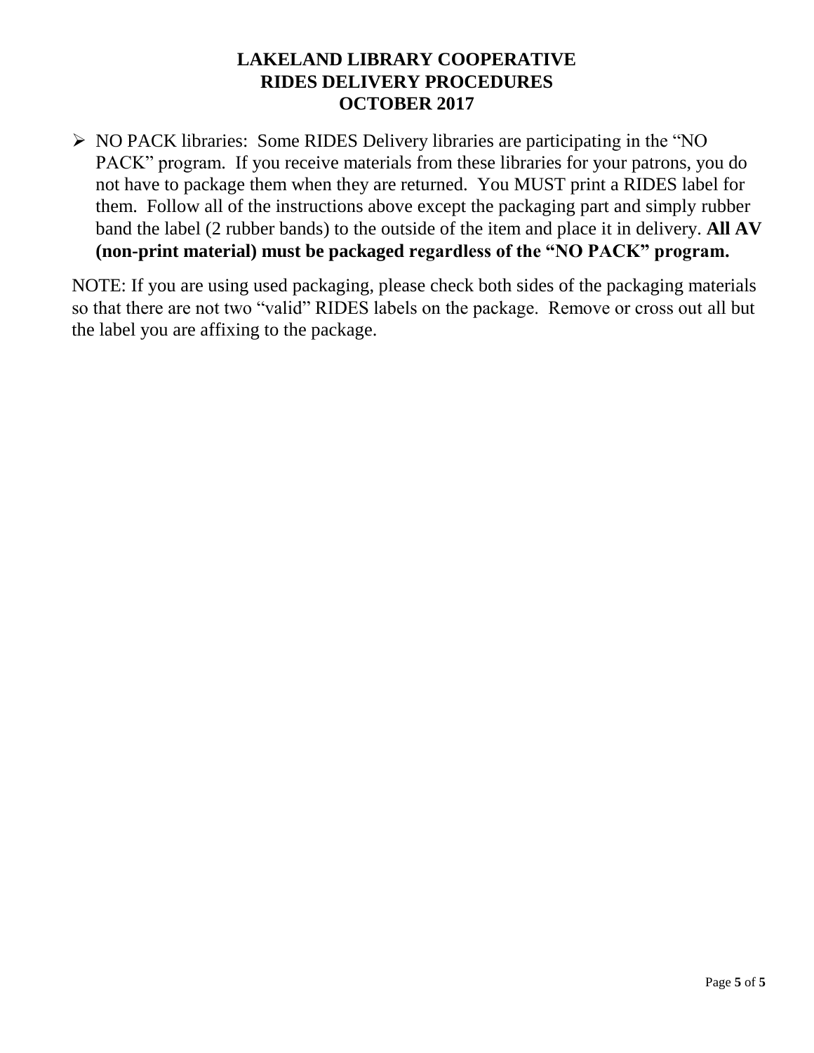**LAKELAND LIBRARY COOPERATIVE**
**RIDES DELIVERY PROCEDURES**
**OCTOBER 2017**

- NO PACK libraries: Some RIDES Delivery libraries are participating in the "NO PACK" program. If you receive materials from these libraries for your patrons, you do not have to package them when they are returned. You MUST print a RIDES label for them. Follow all of the instructions above except the packaging part and simply rubber band the label (2 rubber bands) to the outside of the item and place it in delivery. **All AV (non-print material) must be packaged regardless of the "NO PACK" program.**

NOTE: If you are using used packaging, please check both sides of the packaging materials so that there are not two "valid" RIDES labels on the package. Remove or cross out all but the label you are affixing to the package.